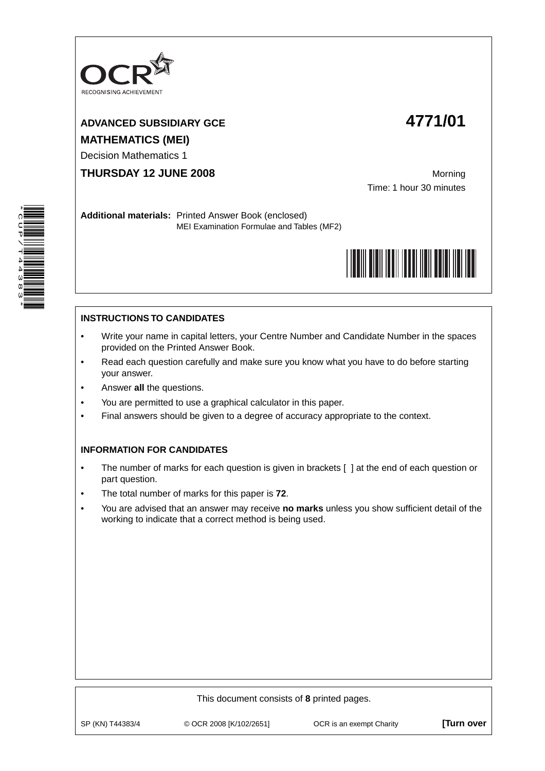**ADVANCED SUBSIDIARY GCE** **4771/01**

**MATHEMATICS (MEI)**

Decision Mathematics 1

**THURSDAY 12 JUNE 2008**

Morning

Time: 1 hour 30 minutes

**Additional materials:** Printed Answer Book (enclosed)
MEI Examination Formulae and Tables (MF2)

**INSTRUCTIONS TO CANDIDATES**

- Write your name in capital letters, your Centre Number and Candidate Number in the spaces provided on the Printed Answer Book.
- Read each question carefully and make sure you know what you have to do before starting your answer.
- Answer **all** the questions.
- You are permitted to use a graphical calculator in this paper.
- Final answers should be given to a degree of accuracy appropriate to the context.

**INFORMATION FOR CANDIDATES**

- The number of marks for each question is given in brackets [ ] at the end of each question or part question.
- The total number of marks for this paper is **72**.
- You are advised that an answer may receive **no marks** unless you show sufficient detail of the working to indicate that a correct method is being used.

This document consists of **8** printed pages.

SP (KN) T44383/4 © OCR 2008 [K/102/2651] OCR is an exempt Charity **[Turn over**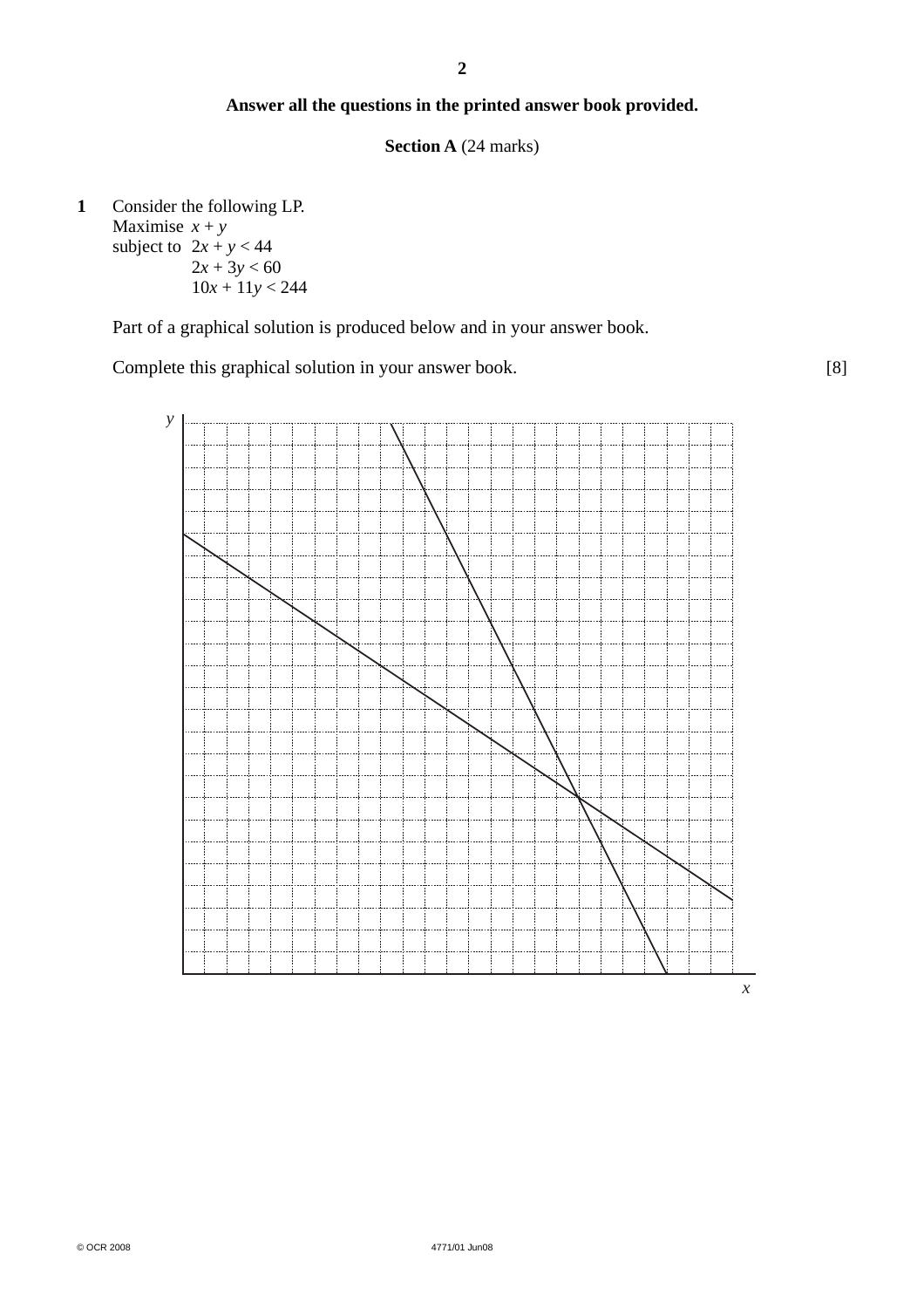**Answer all the questions in the printed answer book provided.**

**Section A** (24 marks)

**1** Consider the following LP.

Maximise $x + y$

subject to $2x + y < 44$

$2x + 3y < 60$

$10x + 11y < 244$

Part of a graphical solution is produced below and in your answer book.

Complete this graphical solution in your answer book. [8]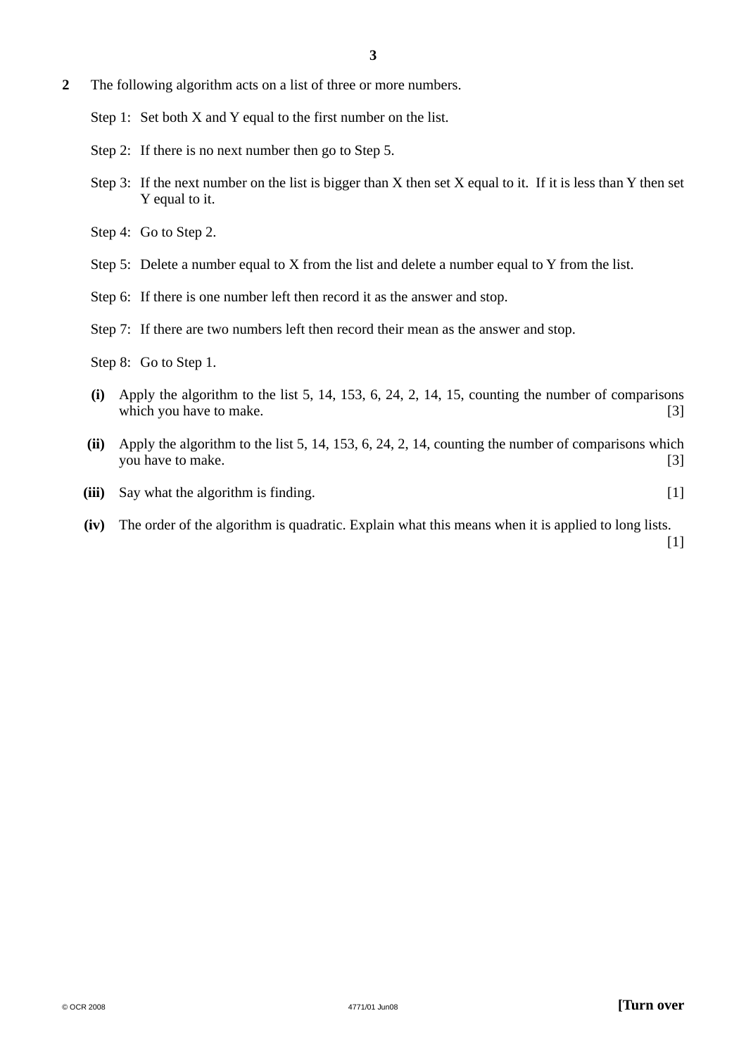**2** The following algorithm acts on a list of three or more numbers.

Step 1: Set both X and Y equal to the first number on the list.

Step 2: If there is no next number then go to Step 5.

Step 3: If the next number on the list is bigger than X then set X equal to it. If it is less than Y then set Y equal to it.

Step 4: Go to Step 2.

Step 5: Delete a number equal to X from the list and delete a number equal to Y from the list.

Step 6: If there is one number left then record it as the answer and stop.

Step 7: If there are two numbers left then record their mean as the answer and stop.

Step 8: Go to Step 1.

**(i)** Apply the algorithm to the list 5, 14, 153, 6, 24, 2, 14, 15, counting the number of comparisons which you have to make. [3]

**(ii)** Apply the algorithm to the list 5, 14, 153, 6, 24, 2, 14, counting the number of comparisons which you have to make. [3]

**(iii)** Say what the algorithm is finding. [1]

**(iv)** The order of the algorithm is quadratic. Explain what this means when it is applied to long lists. [1]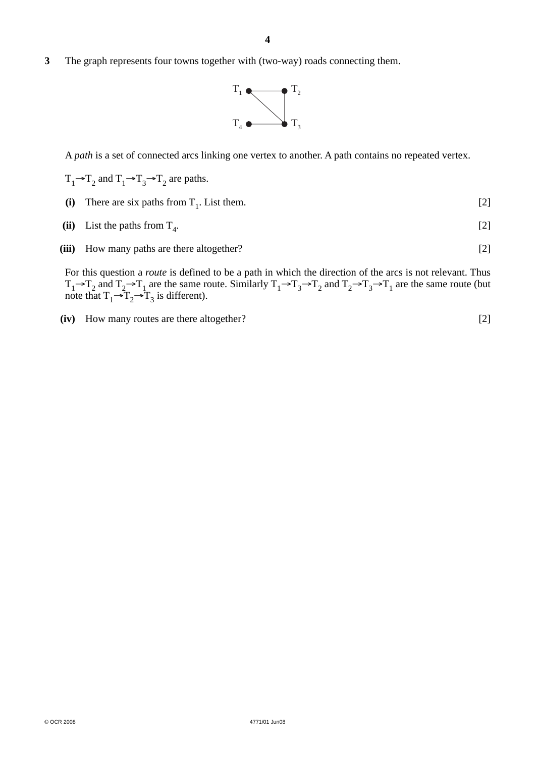**3** The graph represents four towns together with (two-way) roads connecting them.

A *path* is a set of connected arcs linking one vertex to another. A path contains no repeated vertex.

$T_1 \rightarrow T_2$ and $T_1 \rightarrow T_3 \rightarrow T_2$ are paths.

**(i)** There are six paths from $T_1$. List them. [2]

**(ii)** List the paths from $T_4$. [2]

**(iii)** How many paths are there altogether? [2]

For this question a *route* is defined to be a path in which the direction of the arcs is not relevant. Thus $T_1 \rightarrow T_2$ and $T_2 \rightarrow T_1$ are the same route. Similarly $T_1 \rightarrow T_3 \rightarrow T_2$ and $T_2 \rightarrow T_3 \rightarrow T_1$ are the same route (but note that $T_1 \rightarrow T_2 \rightarrow T_3$ is different).

**(iv)** How many routes are there altogether? [2]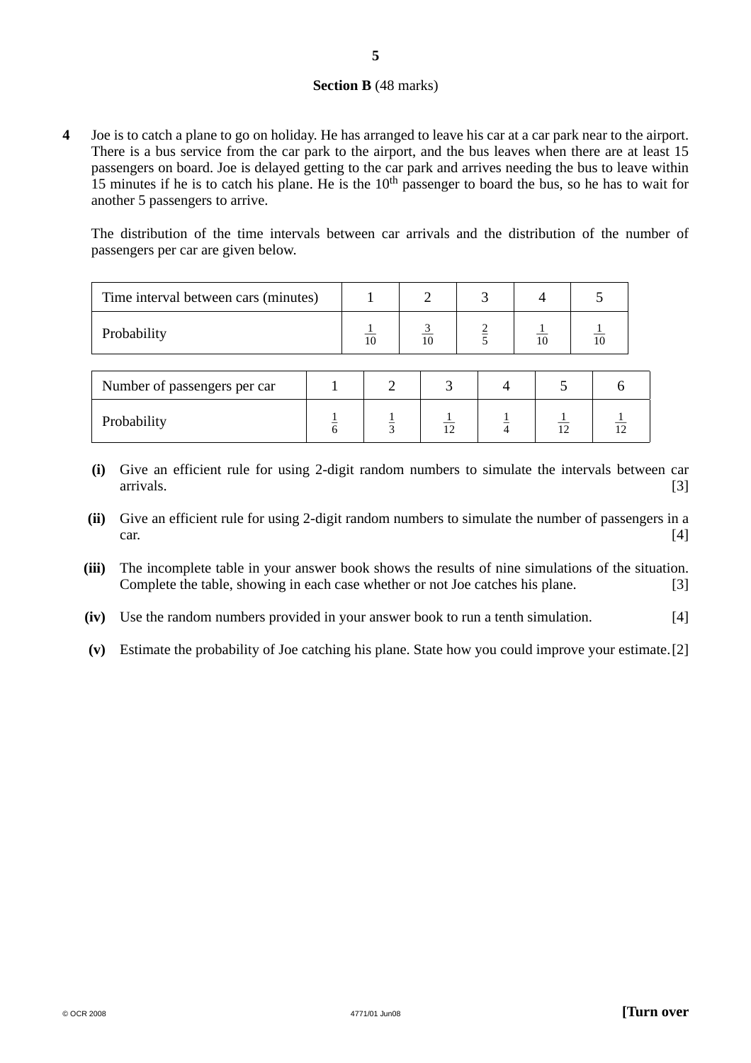**Section B** (48 marks)

**4** Joe is to catch a plane to go on holiday. He has arranged to leave his car at a car park near to the airport. There is a bus service from the car park to the airport, and the bus leaves when there are at least 15 passengers on board. Joe is delayed getting to the car park and arrives needing the bus to leave within 15 minutes if he is to catch his plane. He is the 10th passenger to board the bus, so he has to wait for another 5 passengers to arrive.

The distribution of the time intervals between car arrivals and the distribution of the number of passengers per car are given below.

| Time interval between cars (minutes) | 1 | 2 | 3 | 4 | 5 |
|---|---|---|---|---|---|
| Probability | $\frac{1}{10}$ | $\frac{3}{10}$ | $\frac{2}{5}$ | $\frac{1}{10}$ | $\frac{1}{10}$ |

| Number of passengers per car | 1 | 2 | 3 | 4 | 5 | 6 |
|---|---|---|---|---|---|---|
| Probability | $\frac{1}{6}$ | $\frac{1}{3}$ | $\frac{1}{12}$ | $\frac{1}{4}$ | $\frac{1}{12}$ | $\frac{1}{12}$ |

**(i)** Give an efficient rule for using 2-digit random numbers to simulate the intervals between car arrivals. [3]

**(ii)** Give an efficient rule for using 2-digit random numbers to simulate the number of passengers in a car. [4]

**(iii)** The incomplete table in your answer book shows the results of nine simulations of the situation. Complete the table, showing in each case whether or not Joe catches his plane. [3]

**(iv)** Use the random numbers provided in your answer book to run a tenth simulation. [4]

**(v)** Estimate the probability of Joe catching his plane. State how you could improve your estimate. [2]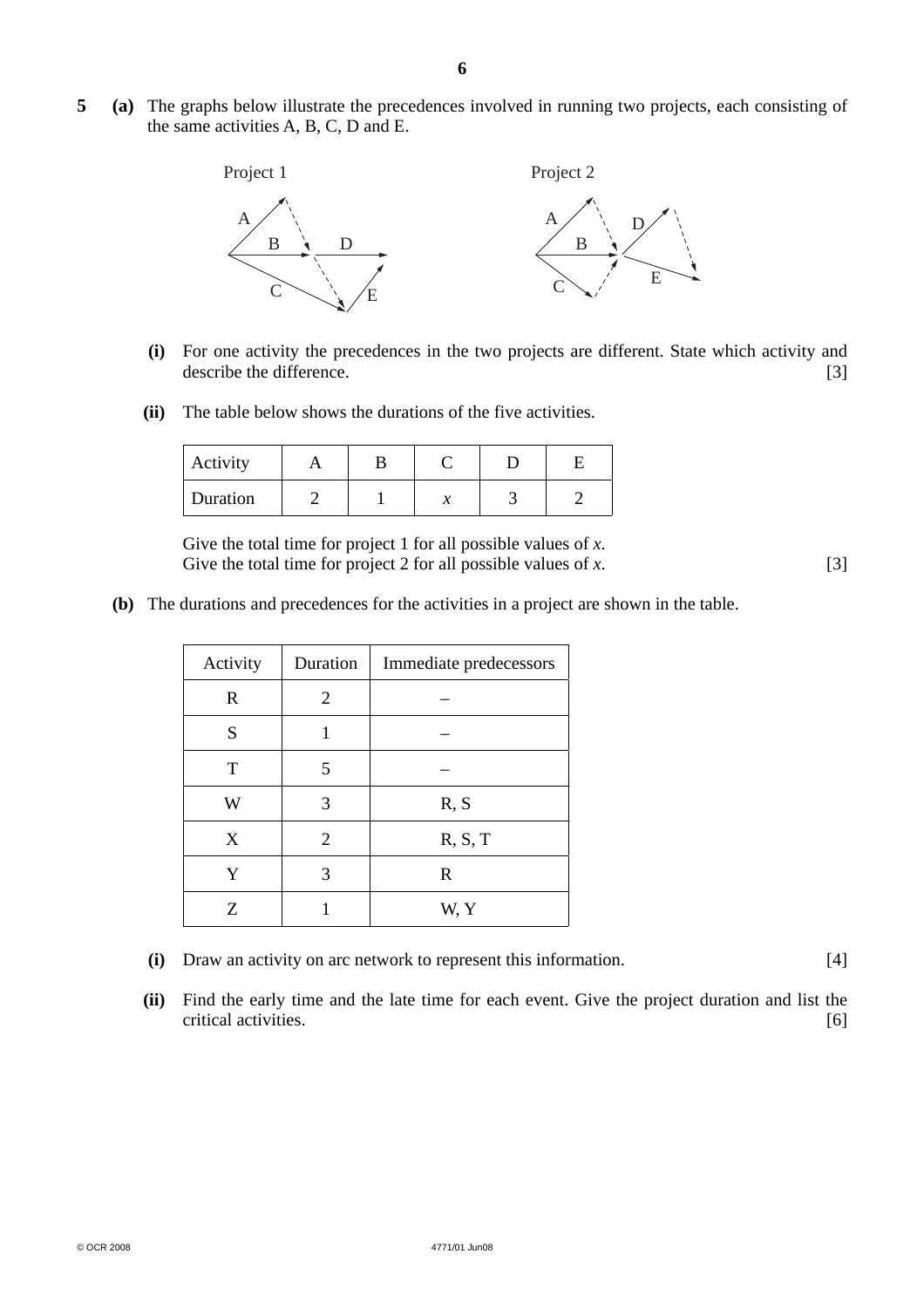**5** **(a)** The graphs below illustrate the precedences involved in running two projects, each consisting of the same activities A, B, C, D and E.

Project 1 Project 2

**(i)** For one activity the precedences in the two projects are different. State which activity and describe the difference. [3]

**(ii)** The table below shows the durations of the five activities.

| Activity | A | B | C | D | E |
|---|---|---|---|---|---|
| Duration | 2 | 1 | $x$ | 3 | 2 |

Give the total time for project 1 for all possible values of $x$.
Give the total time for project 2 for all possible values of $x$. [3]

**(b)** The durations and precedences for the activities in a project are shown in the table.

| Activity | Duration | Immediate predecessors |
|---|---|---|
| R | 2 | – |
| S | 1 | – |
| T | 5 | – |
| W | 3 | R, S |
| X | 2 | R, S, T |
| Y | 3 | R |
| Z | 1 | W, Y |

**(i)** Draw an activity on arc network to represent this information. [4]

**(ii)** Find the early time and the late time for each event. Give the project duration and list the critical activities. [6]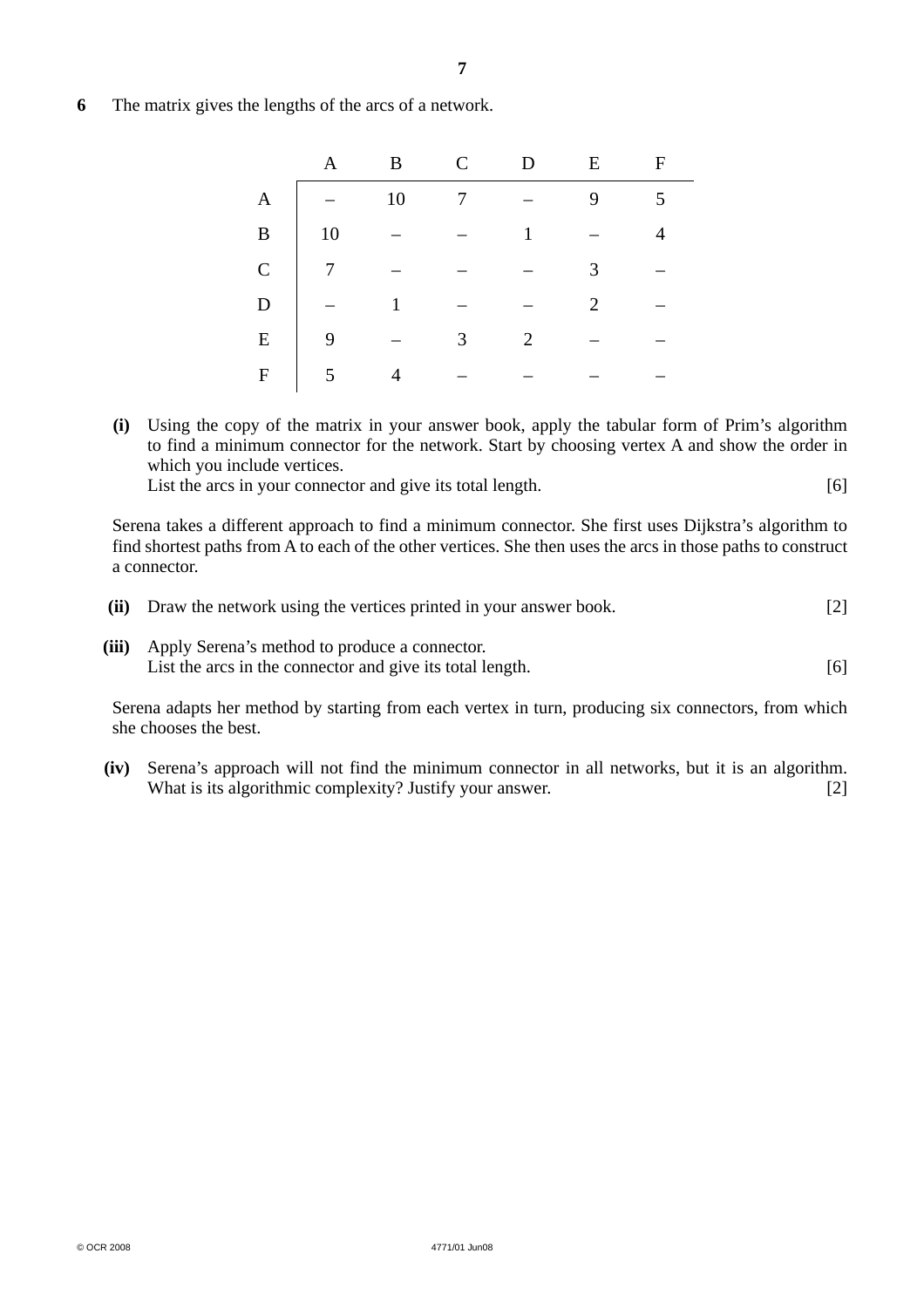**6** The matrix gives the lengths of the arcs of a network.

| | A | B | C | D | E | F |
|---|---|---|---|---|---|---|
| **A** | – | 10 | 7 | – | 9 | 5 |
| **B** | 10 | – | – | 1 | – | 4 |
| **C** | 7 | – | – | – | 3 | – |
| **D** | – | 1 | – | – | 2 | – |
| **E** | 9 | – | 3 | 2 | – | – |
| **F** | 5 | 4 | – | – | – | – |

**(i)** Using the copy of the matrix in your answer book, apply the tabular form of Prim's algorithm to find a minimum connector for the network. Start by choosing vertex A and show the order in which you include vertices.
List the arcs in your connector and give its total length. [6]

Serena takes a different approach to find a minimum connector. She first uses Dijkstra's algorithm to find shortest paths from A to each of the other vertices. She then uses the arcs in those paths to construct a connector.

**(ii)** Draw the network using the vertices printed in your answer book. [2]

**(iii)** Apply Serena's method to produce a connector.
List the arcs in the connector and give its total length. [6]

Serena adapts her method by starting from each vertex in turn, producing six connectors, from which she chooses the best.

**(iv)** Serena's approach will not find the minimum connector in all networks, but it is an algorithm. What is its algorithmic complexity? Justify your answer. [2]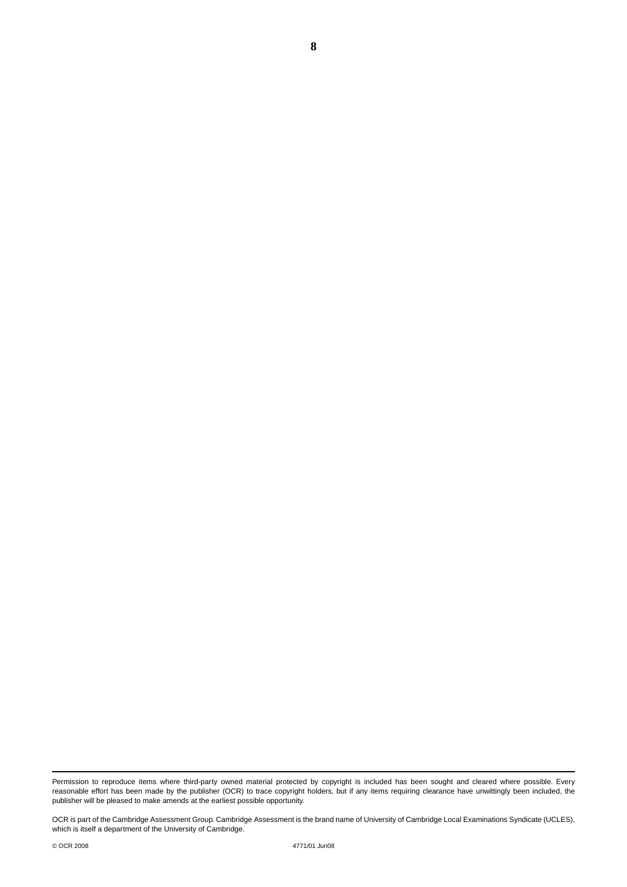Permission to reproduce items where third-party owned material protected by copyright is included has been sought and cleared where possible. Every reasonable effort has been made by the publisher (OCR) to trace copyright holders, but if any items requiring clearance have unwittingly been included, the publisher will be pleased to make amends at the earliest possible opportunity.

OCR is part of the Cambridge Assessment Group. Cambridge Assessment is the brand name of University of Cambridge Local Examinations Syndicate (UCLES), which is itself a department of the University of Cambridge.